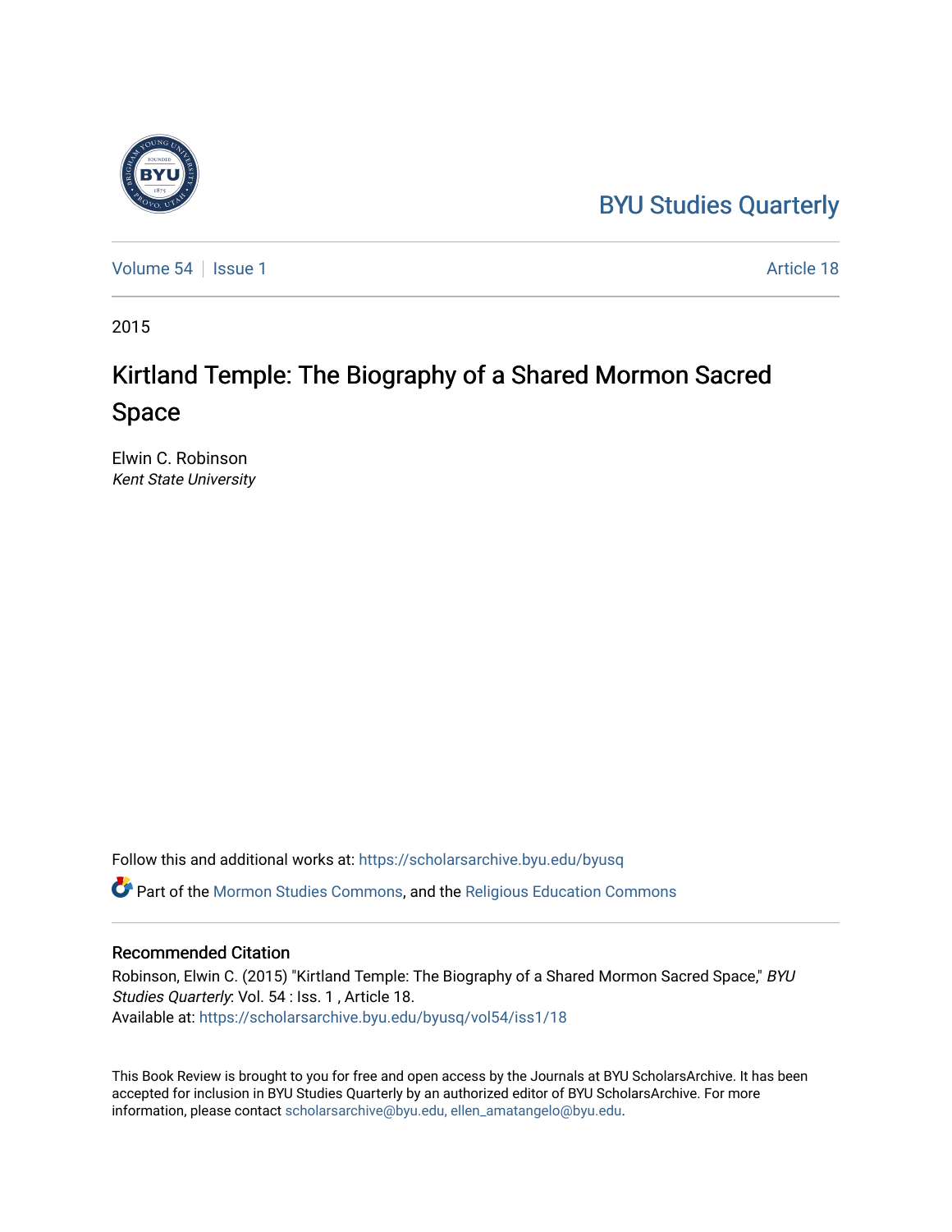BYU Studies Quarterly

Volume 54 | Issue 1 Article 18

2015

# Kirtland Temple: The Biography of a Shared Mormon Sacred Space

Elwin C. Robinson
*Kent State University*

Follow this and additional works at: https://scholarsarchive.byu.edu/byusq

Part of the Mormon Studies Commons, and the Religious Education Commons

## Recommended Citation

Robinson, Elwin C. (2015) "Kirtland Temple: The Biography of a Shared Mormon Sacred Space," *BYU Studies Quarterly*: Vol. 54 : Iss. 1 , Article 18.
Available at: https://scholarsarchive.byu.edu/byusq/vol54/iss1/18

This Book Review is brought to you for free and open access by the Journals at BYU ScholarsArchive. It has been accepted for inclusion in BYU Studies Quarterly by an authorized editor of BYU ScholarsArchive. For more information, please contact scholarsarchive@byu.edu, ellen_amatangelo@byu.edu.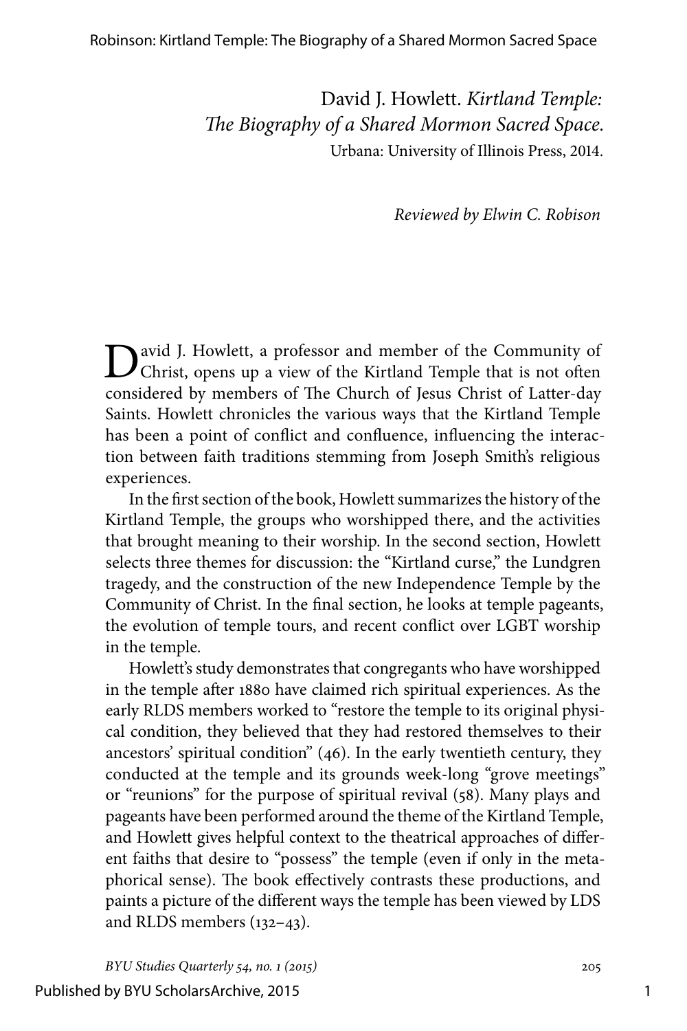David J. Howlett. *Kirtland Temple: The Biography of a Shared Mormon Sacred Space.*
Urbana: University of Illinois Press, 2014.

*Reviewed by Elwin C. Robison*

David J. Howlett, a professor and member of the Community of Christ, opens up a view of the Kirtland Temple that is not often considered by members of The Church of Jesus Christ of Latter-day Saints. Howlett chronicles the various ways that the Kirtland Temple has been a point of conflict and confluence, influencing the interaction between faith traditions stemming from Joseph Smith's religious experiences.

In the first section of the book, Howlett summarizes the history of the Kirtland Temple, the groups who worshipped there, and the activities that brought meaning to their worship. In the second section, Howlett selects three themes for discussion: the "Kirtland curse," the Lundgren tragedy, and the construction of the new Independence Temple by the Community of Christ. In the final section, he looks at temple pageants, the evolution of temple tours, and recent conflict over LGBT worship in the temple.

Howlett's study demonstrates that congregants who have worshipped in the temple after 1880 have claimed rich spiritual experiences. As the early RLDS members worked to "restore the temple to its original physical condition, they believed that they had restored themselves to their ancestors' spiritual condition" (46). In the early twentieth century, they conducted at the temple and its grounds week-long "grove meetings" or "reunions" for the purpose of spiritual revival (58). Many plays and pageants have been performed around the theme of the Kirtland Temple, and Howlett gives helpful context to the theatrical approaches of different faiths that desire to "possess" the temple (even if only in the metaphorical sense). The book effectively contrasts these productions, and paints a picture of the different ways the temple has been viewed by LDS and RLDS members (132–43).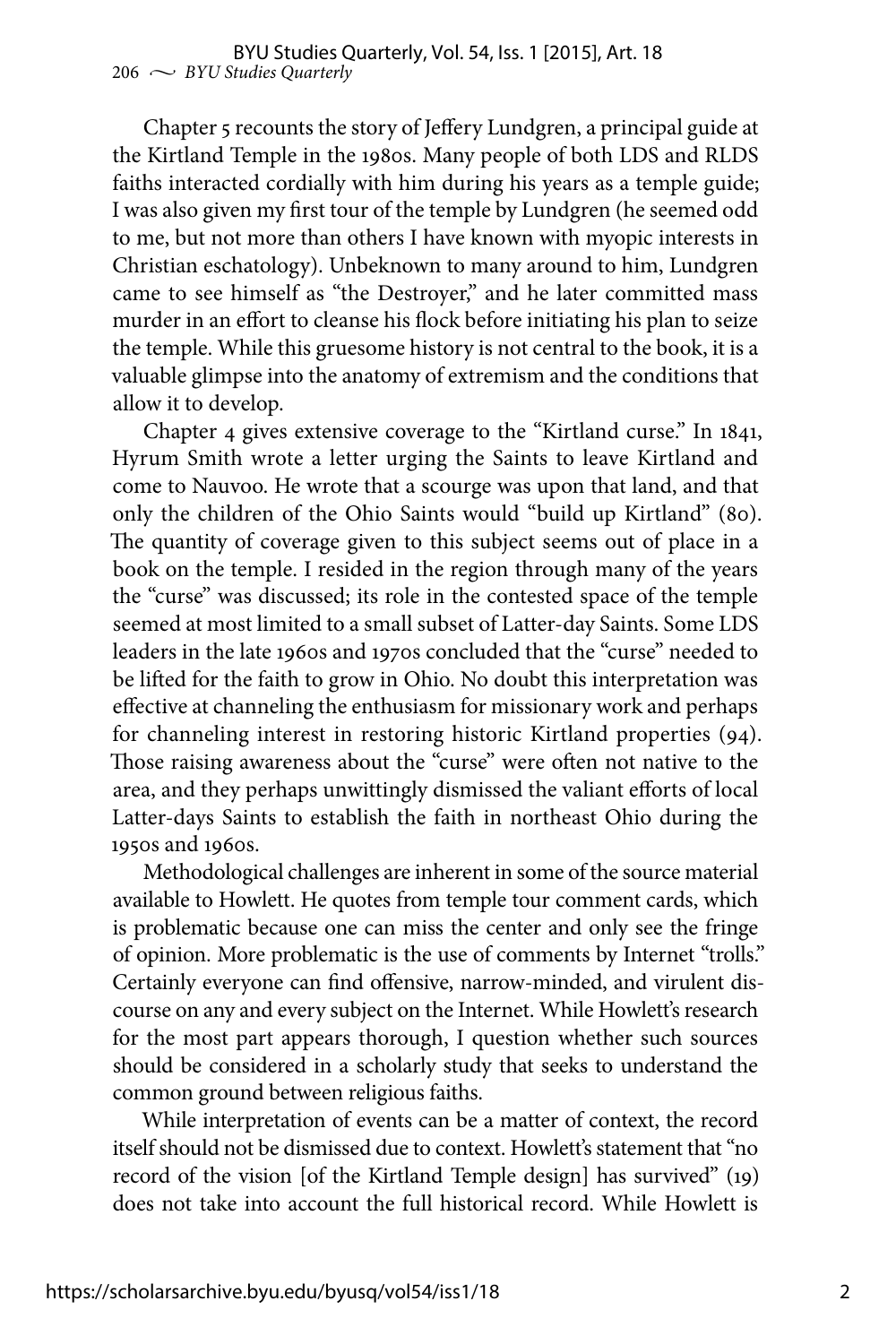Chapter 5 recounts the story of Jeffery Lundgren, a principal guide at the Kirtland Temple in the 1980s. Many people of both LDS and RLDS faiths interacted cordially with him during his years as a temple guide; I was also given my first tour of the temple by Lundgren (he seemed odd to me, but not more than others I have known with myopic interests in Christian eschatology). Unbeknown to many around to him, Lundgren came to see himself as "the Destroyer," and he later committed mass murder in an effort to cleanse his flock before initiating his plan to seize the temple. While this gruesome history is not central to the book, it is a valuable glimpse into the anatomy of extremism and the conditions that allow it to develop.

Chapter 4 gives extensive coverage to the "Kirtland curse." In 1841, Hyrum Smith wrote a letter urging the Saints to leave Kirtland and come to Nauvoo. He wrote that a scourge was upon that land, and that only the children of the Ohio Saints would "build up Kirtland" (80). The quantity of coverage given to this subject seems out of place in a book on the temple. I resided in the region through many of the years the "curse" was discussed; its role in the contested space of the temple seemed at most limited to a small subset of Latter-day Saints. Some LDS leaders in the late 1960s and 1970s concluded that the "curse" needed to be lifted for the faith to grow in Ohio. No doubt this interpretation was effective at channeling the enthusiasm for missionary work and perhaps for channeling interest in restoring historic Kirtland properties (94). Those raising awareness about the "curse" were often not native to the area, and they perhaps unwittingly dismissed the valiant efforts of local Latter-days Saints to establish the faith in northeast Ohio during the 1950s and 1960s.

Methodological challenges are inherent in some of the source material available to Howlett. He quotes from temple tour comment cards, which is problematic because one can miss the center and only see the fringe of opinion. More problematic is the use of comments by Internet "trolls." Certainly everyone can find offensive, narrow-minded, and virulent discourse on any and every subject on the Internet. While Howlett's research for the most part appears thorough, I question whether such sources should be considered in a scholarly study that seeks to understand the common ground between religious faiths.

While interpretation of events can be a matter of context, the record itself should not be dismissed due to context. Howlett's statement that "no record of the vision [of the Kirtland Temple design] has survived" (19) does not take into account the full historical record. While Howlett is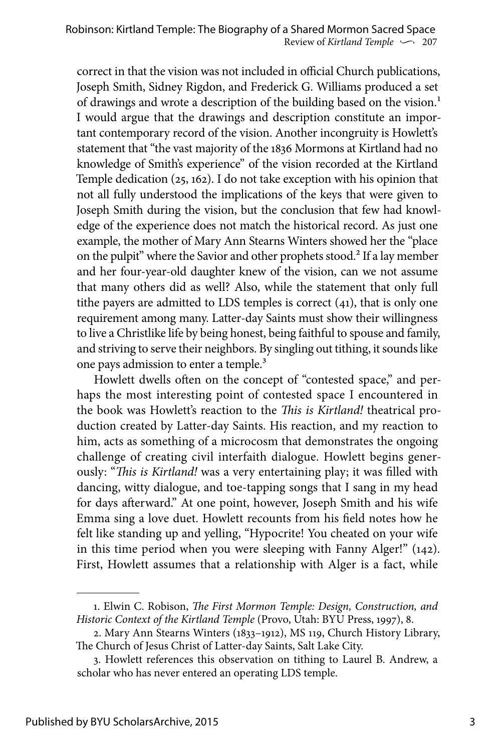correct in that the vision was not included in official Church publications, Joseph Smith, Sidney Rigdon, and Frederick G. Williams produced a set of drawings and wrote a description of the building based on the vision.[1] I would argue that the drawings and description constitute an important contemporary record of the vision. Another incongruity is Howlett's statement that "the vast majority of the 1836 Mormons at Kirtland had no knowledge of Smith's experience" of the vision recorded at the Kirtland Temple dedication (25, 162). I do not take exception with his opinion that not all fully understood the implications of the keys that were given to Joseph Smith during the vision, but the conclusion that few had knowledge of the experience does not match the historical record. As just one example, the mother of Mary Ann Stearns Winters showed her the "place on the pulpit" where the Savior and other prophets stood.[2] If a lay member and her four-year-old daughter knew of the vision, can we not assume that many others did as well? Also, while the statement that only full tithe payers are admitted to LDS temples is correct (41), that is only one requirement among many. Latter-day Saints must show their willingness to live a Christlike life by being honest, being faithful to spouse and family, and striving to serve their neighbors. By singling out tithing, it sounds like one pays admission to enter a temple.[3]

Howlett dwells often on the concept of "contested space," and perhaps the most interesting point of contested space I encountered in the book was Howlett's reaction to the *This is Kirtland!* theatrical production created by Latter-day Saints. His reaction, and my reaction to him, acts as something of a microcosm that demonstrates the ongoing challenge of creating civil interfaith dialogue. Howlett begins generously: "*This is Kirtland!* was a very entertaining play; it was filled with dancing, witty dialogue, and toe-tapping songs that I sang in my head for days afterward." At one point, however, Joseph Smith and his wife Emma sing a love duet. Howlett recounts from his field notes how he felt like standing up and yelling, "Hypocrite! You cheated on your wife in this time period when you were sleeping with Fanny Alger!" (142). First, Howlett assumes that a relationship with Alger is a fact, while

---

1. Elwin C. Robison, *The First Mormon Temple: Design, Construction, and Historic Context of the Kirtland Temple* (Provo, Utah: BYU Press, 1997), 8.

2. Mary Ann Stearns Winters (1833–1912), MS 119, Church History Library, The Church of Jesus Christ of Latter-day Saints, Salt Lake City.

3. Howlett references this observation on tithing to Laurel B. Andrew, a scholar who has never entered an operating LDS temple.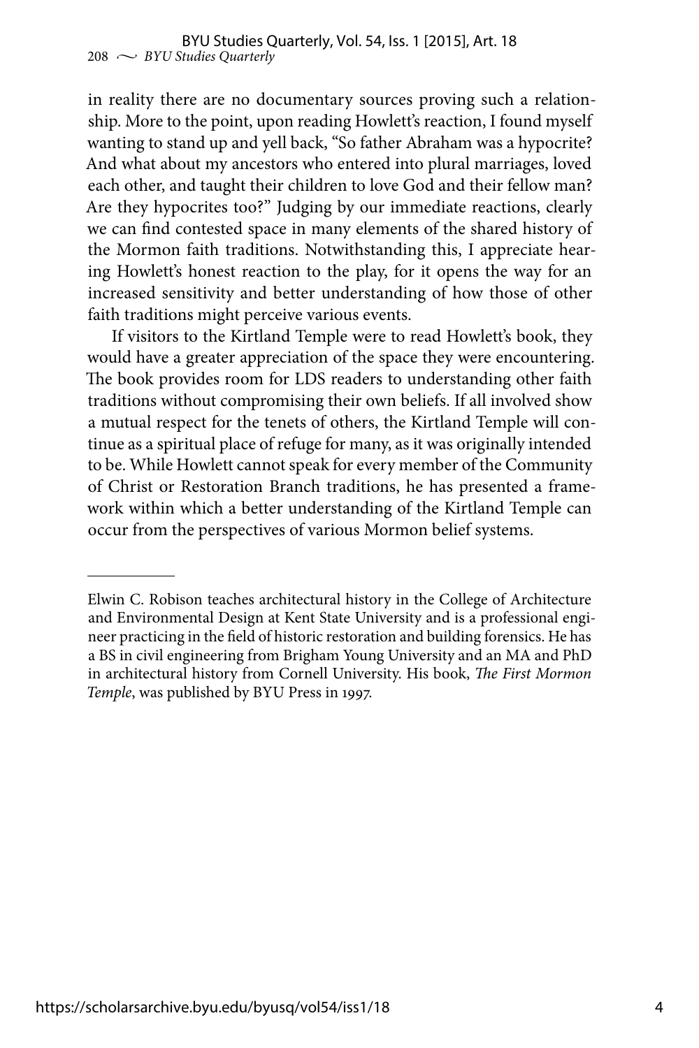in reality there are no documentary sources proving such a relationship. More to the point, upon reading Howlett's reaction, I found myself wanting to stand up and yell back, "So father Abraham was a hypocrite? And what about my ancestors who entered into plural marriages, loved each other, and taught their children to love God and their fellow man? Are they hypocrites too?" Judging by our immediate reactions, clearly we can find contested space in many elements of the shared history of the Mormon faith traditions. Notwithstanding this, I appreciate hearing Howlett's honest reaction to the play, for it opens the way for an increased sensitivity and better understanding of how those of other faith traditions might perceive various events.

If visitors to the Kirtland Temple were to read Howlett's book, they would have a greater appreciation of the space they were encountering. The book provides room for LDS readers to understanding other faith traditions without compromising their own beliefs. If all involved show a mutual respect for the tenets of others, the Kirtland Temple will continue as a spiritual place of refuge for many, as it was originally intended to be. While Howlett cannot speak for every member of the Community of Christ or Restoration Branch traditions, he has presented a framework within which a better understanding of the Kirtland Temple can occur from the perspectives of various Mormon belief systems.

---

Elwin C. Robison teaches architectural history in the College of Architecture and Environmental Design at Kent State University and is a professional engineer practicing in the field of historic restoration and building forensics. He has a BS in civil engineering from Brigham Young University and an MA and PhD in architectural history from Cornell University. His book, *The First Mormon Temple*, was published by BYU Press in 1997.